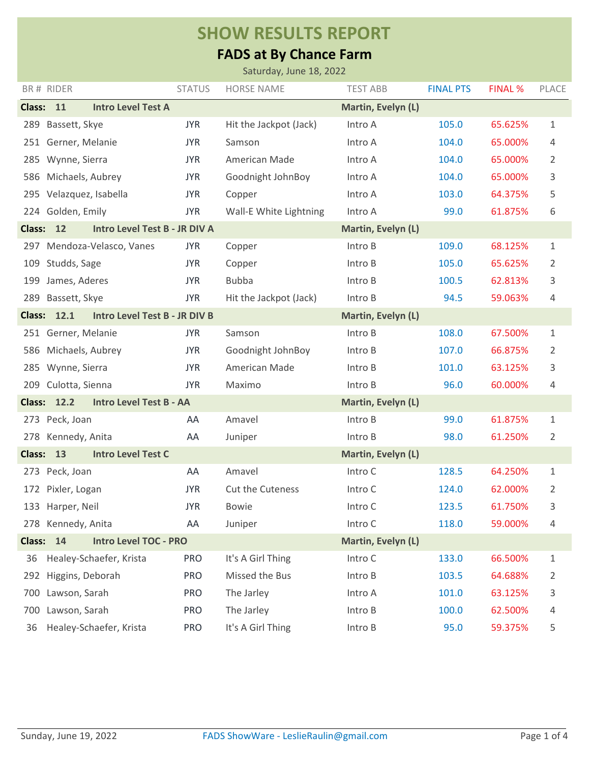# SHOW RESULTS REPORT

## FADS at By Chance Farm

Saturday, June 18, 2022

| BR # | RIDER | STATUS | HORSE NAME | TEST ABB | FINAL PTS | FINAL % | PLACE |
|---|---|---|---|---|---|---|---|
| **Class: 11** | **Intro Level Test A** | | | **Martin, Evelyn (L)** | | | |
| 289 | Bassett, Skye | JYR | Hit the Jackpot (Jack) | Intro A | 105.0 | 65.625% | 1 |
| 251 | Gerner, Melanie | JYR | Samson | Intro A | 104.0 | 65.000% | 4 |
| 285 | Wynne, Sierra | JYR | American Made | Intro A | 104.0 | 65.000% | 2 |
| 586 | Michaels, Aubrey | JYR | Goodnight JohnBoy | Intro A | 104.0 | 65.000% | 3 |
| 295 | Velazquez, Isabella | JYR | Copper | Intro A | 103.0 | 64.375% | 5 |
| 224 | Golden, Emily | JYR | Wall-E White Lightning | Intro A | 99.0 | 61.875% | 6 |
| **Class: 12** | **Intro Level Test B - JR DIV A** | | | **Martin, Evelyn (L)** | | | |
| 297 | Mendoza-Velasco, Vanes | JYR | Copper | Intro B | 109.0 | 68.125% | 1 |
| 109 | Studds, Sage | JYR | Copper | Intro B | 105.0 | 65.625% | 2 |
| 199 | James, Aderes | JYR | Bubba | Intro B | 100.5 | 62.813% | 3 |
| 289 | Bassett, Skye | JYR | Hit the Jackpot (Jack) | Intro B | 94.5 | 59.063% | 4 |
| **Class: 12.1** | **Intro Level Test B - JR DIV B** | | | **Martin, Evelyn (L)** | | | |
| 251 | Gerner, Melanie | JYR | Samson | Intro B | 108.0 | 67.500% | 1 |
| 586 | Michaels, Aubrey | JYR | Goodnight JohnBoy | Intro B | 107.0 | 66.875% | 2 |
| 285 | Wynne, Sierra | JYR | American Made | Intro B | 101.0 | 63.125% | 3 |
| 209 | Culotta, Sienna | JYR | Maximo | Intro B | 96.0 | 60.000% | 4 |
| **Class: 12.2** | **Intro Level Test B - AA** | | | **Martin, Evelyn (L)** | | | |
| 273 | Peck, Joan | AA | Amavel | Intro B | 99.0 | 61.875% | 1 |
| 278 | Kennedy, Anita | AA | Juniper | Intro B | 98.0 | 61.250% | 2 |
| **Class: 13** | **Intro Level Test C** | | | **Martin, Evelyn (L)** | | | |
| 273 | Peck, Joan | AA | Amavel | Intro C | 128.5 | 64.250% | 1 |
| 172 | Pixler, Logan | JYR | Cut the Cuteness | Intro C | 124.0 | 62.000% | 2 |
| 133 | Harper, Neil | JYR | Bowie | Intro C | 123.5 | 61.750% | 3 |
| 278 | Kennedy, Anita | AA | Juniper | Intro C | 118.0 | 59.000% | 4 |
| **Class: 14** | **Intro Level TOC - PRO** | | | **Martin, Evelyn (L)** | | | |
| 36 | Healey-Schaefer, Krista | PRO | It's A Girl Thing | Intro C | 133.0 | 66.500% | 1 |
| 292 | Higgins, Deborah | PRO | Missed the Bus | Intro B | 103.5 | 64.688% | 2 |
| 700 | Lawson, Sarah | PRO | The Jarley | Intro A | 101.0 | 63.125% | 3 |
| 700 | Lawson, Sarah | PRO | The Jarley | Intro B | 100.0 | 62.500% | 4 |
| 36 | Healey-Schaefer, Krista | PRO | It's A Girl Thing | Intro B | 95.0 | 59.375% | 5 |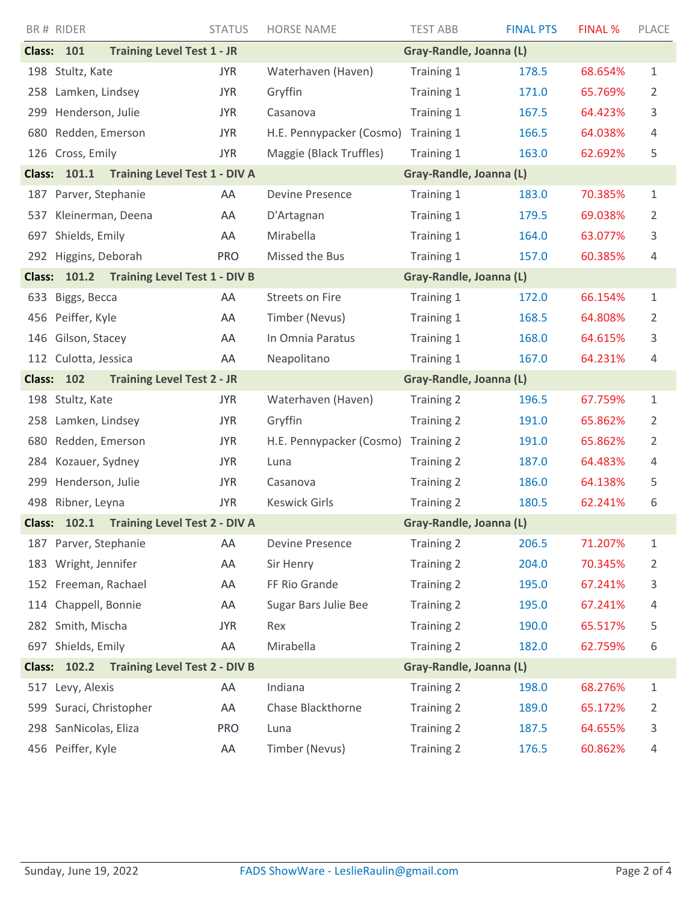| BR # | RIDER | STATUS | HORSE NAME | TEST ABB | FINAL PTS | FINAL % | PLACE |
|---|---|---|---|---|---|---|---|
| **Class: 101** | **Training Level Test 1 - JR** | | | **Gray-Randle, Joanna (L)** | | | |
| 198 | Stultz, Kate | JYR | Waterhaven (Haven) | Training 1 | 178.5 | 68.654% | 1 |
| 258 | Lamken, Lindsey | JYR | Gryffin | Training 1 | 171.0 | 65.769% | 2 |
| 299 | Henderson, Julie | JYR | Casanova | Training 1 | 167.5 | 64.423% | 3 |
| 680 | Redden, Emerson | JYR | H.E. Pennypacker (Cosmo) | Training 1 | 166.5 | 64.038% | 4 |
| 126 | Cross, Emily | JYR | Maggie (Black Truffles) | Training 1 | 163.0 | 62.692% | 5 |
| **Class: 101.1** | **Training Level Test 1 - DIV A** | | | **Gray-Randle, Joanna (L)** | | | |
| 187 | Parver, Stephanie | AA | Devine Presence | Training 1 | 183.0 | 70.385% | 1 |
| 537 | Kleinerman, Deena | AA | D'Artagnan | Training 1 | 179.5 | 69.038% | 2 |
| 697 | Shields, Emily | AA | Mirabella | Training 1 | 164.0 | 63.077% | 3 |
| 292 | Higgins, Deborah | PRO | Missed the Bus | Training 1 | 157.0 | 60.385% | 4 |
| **Class: 101.2** | **Training Level Test 1 - DIV B** | | | **Gray-Randle, Joanna (L)** | | | |
| 633 | Biggs, Becca | AA | Streets on Fire | Training 1 | 172.0 | 66.154% | 1 |
| 456 | Peiffer, Kyle | AA | Timber (Nevus) | Training 1 | 168.5 | 64.808% | 2 |
| 146 | Gilson, Stacey | AA | In Omnia Paratus | Training 1 | 168.0 | 64.615% | 3 |
| 112 | Culotta, Jessica | AA | Neapolitano | Training 1 | 167.0 | 64.231% | 4 |
| **Class: 102** | **Training Level Test 2 - JR** | | | **Gray-Randle, Joanna (L)** | | | |
| 198 | Stultz, Kate | JYR | Waterhaven (Haven) | Training 2 | 196.5 | 67.759% | 1 |
| 258 | Lamken, Lindsey | JYR | Gryffin | Training 2 | 191.0 | 65.862% | 2 |
| 680 | Redden, Emerson | JYR | H.E. Pennypacker (Cosmo) | Training 2 | 191.0 | 65.862% | 2 |
| 284 | Kozauer, Sydney | JYR | Luna | Training 2 | 187.0 | 64.483% | 4 |
| 299 | Henderson, Julie | JYR | Casanova | Training 2 | 186.0 | 64.138% | 5 |
| 498 | Ribner, Leyna | JYR | Keswick Girls | Training 2 | 180.5 | 62.241% | 6 |
| **Class: 102.1** | **Training Level Test 2 - DIV A** | | | **Gray-Randle, Joanna (L)** | | | |
| 187 | Parver, Stephanie | AA | Devine Presence | Training 2 | 206.5 | 71.207% | 1 |
| 183 | Wright, Jennifer | AA | Sir Henry | Training 2 | 204.0 | 70.345% | 2 |
| 152 | Freeman, Rachael | AA | FF Rio Grande | Training 2 | 195.0 | 67.241% | 3 |
| 114 | Chappell, Bonnie | AA | Sugar Bars Julie Bee | Training 2 | 195.0 | 67.241% | 4 |
| 282 | Smith, Mischa | JYR | Rex | Training 2 | 190.0 | 65.517% | 5 |
| 697 | Shields, Emily | AA | Mirabella | Training 2 | 182.0 | 62.759% | 6 |
| **Class: 102.2** | **Training Level Test 2 - DIV B** | | | **Gray-Randle, Joanna (L)** | | | |
| 517 | Levy, Alexis | AA | Indiana | Training 2 | 198.0 | 68.276% | 1 |
| 599 | Suraci, Christopher | AA | Chase Blackthorne | Training 2 | 189.0 | 65.172% | 2 |
| 298 | SanNicolas, Eliza | PRO | Luna | Training 2 | 187.5 | 64.655% | 3 |
| 456 | Peiffer, Kyle | AA | Timber (Nevus) | Training 2 | 176.5 | 60.862% | 4 |

Sunday, June 19, 2022 FADS ShowWare - LeslieRaulin@gmail.com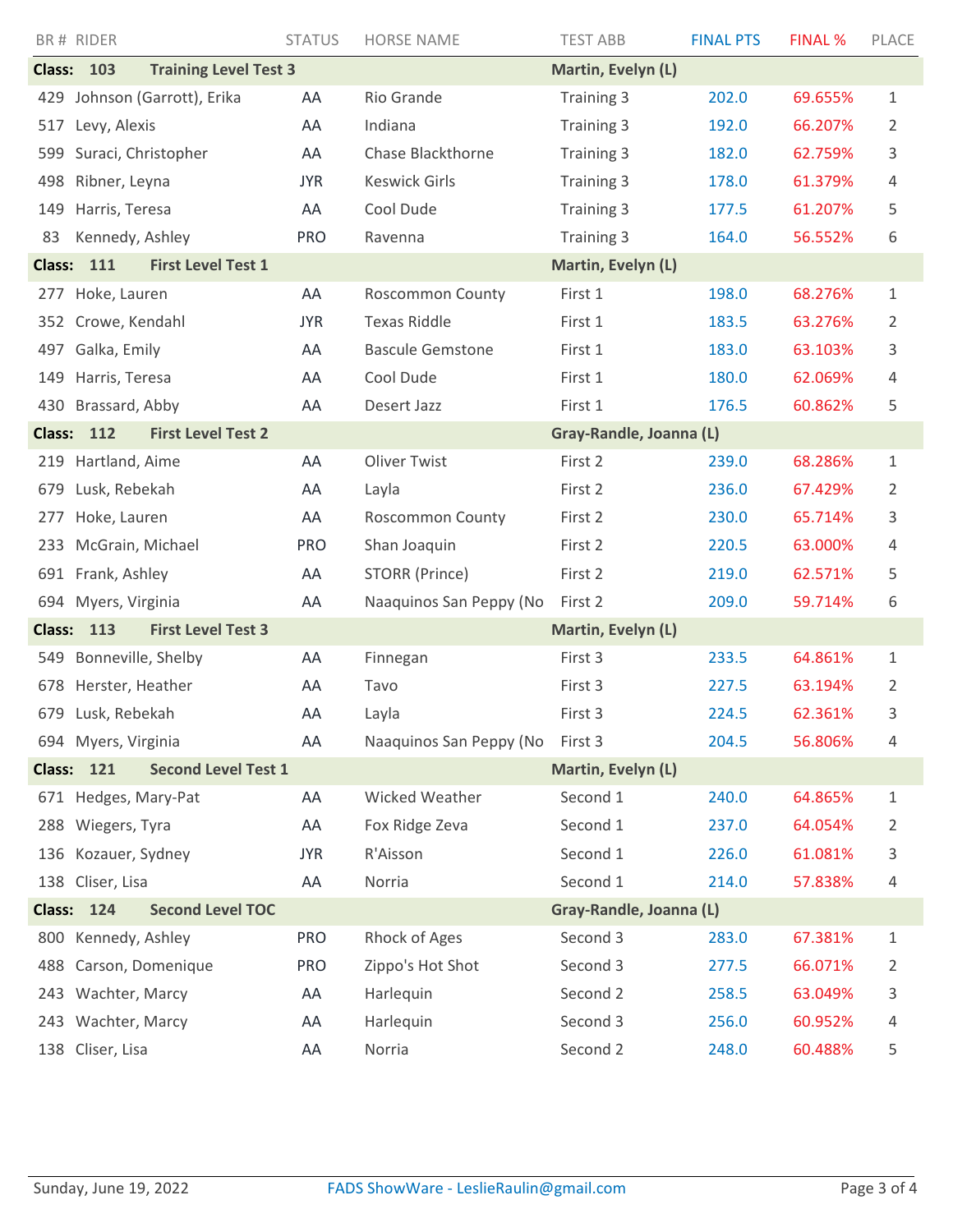| BR # | RIDER | STATUS | HORSE NAME | TEST ABB | FINAL PTS | FINAL % | PLACE |
|---|---|---|---|---|---|---|---|
| **Class: 103** | **Training Level Test 3** | | | **Martin, Evelyn (L)** | | | |
| 429 | Johnson (Garrott), Erika | AA | Rio Grande | Training 3 | 202.0 | 69.655% | 1 |
| 517 | Levy, Alexis | AA | Indiana | Training 3 | 192.0 | 66.207% | 2 |
| 599 | Suraci, Christopher | AA | Chase Blackthorne | Training 3 | 182.0 | 62.759% | 3 |
| 498 | Ribner, Leyna | JYR | Keswick Girls | Training 3 | 178.0 | 61.379% | 4 |
| 149 | Harris, Teresa | AA | Cool Dude | Training 3 | 177.5 | 61.207% | 5 |
| 83 | Kennedy, Ashley | PRO | Ravenna | Training 3 | 164.0 | 56.552% | 6 |
| **Class: 111** | **First Level Test 1** | | | **Martin, Evelyn (L)** | | | |
| 277 | Hoke, Lauren | AA | Roscommon County | First 1 | 198.0 | 68.276% | 1 |
| 352 | Crowe, Kendahl | JYR | Texas Riddle | First 1 | 183.5 | 63.276% | 2 |
| 497 | Galka, Emily | AA | Bascule Gemstone | First 1 | 183.0 | 63.103% | 3 |
| 149 | Harris, Teresa | AA | Cool Dude | First 1 | 180.0 | 62.069% | 4 |
| 430 | Brassard, Abby | AA | Desert Jazz | First 1 | 176.5 | 60.862% | 5 |
| **Class: 112** | **First Level Test 2** | | | **Gray-Randle, Joanna (L)** | | | |
| 219 | Hartland, Aime | AA | Oliver Twist | First 2 | 239.0 | 68.286% | 1 |
| 679 | Lusk, Rebekah | AA | Layla | First 2 | 236.0 | 67.429% | 2 |
| 277 | Hoke, Lauren | AA | Roscommon County | First 2 | 230.0 | 65.714% | 3 |
| 233 | McGrain, Michael | PRO | Shan Joaquin | First 2 | 220.5 | 63.000% | 4 |
| 691 | Frank, Ashley | AA | STORR (Prince) | First 2 | 219.0 | 62.571% | 5 |
| 694 | Myers, Virginia | AA | Naaquinos San Peppy (No | First 2 | 209.0 | 59.714% | 6 |
| **Class: 113** | **First Level Test 3** | | | **Martin, Evelyn (L)** | | | |
| 549 | Bonneville, Shelby | AA | Finnegan | First 3 | 233.5 | 64.861% | 1 |
| 678 | Herster, Heather | AA | Tavo | First 3 | 227.5 | 63.194% | 2 |
| 679 | Lusk, Rebekah | AA | Layla | First 3 | 224.5 | 62.361% | 3 |
| 694 | Myers, Virginia | AA | Naaquinos San Peppy (No | First 3 | 204.5 | 56.806% | 4 |
| **Class: 121** | **Second Level Test 1** | | | **Martin, Evelyn (L)** | | | |
| 671 | Hedges, Mary-Pat | AA | Wicked Weather | Second 1 | 240.0 | 64.865% | 1 |
| 288 | Wiegers, Tyra | AA | Fox Ridge Zeva | Second 1 | 237.0 | 64.054% | 2 |
| 136 | Kozauer, Sydney | JYR | R'Aisson | Second 1 | 226.0 | 61.081% | 3 |
| 138 | Cliser, Lisa | AA | Norria | Second 1 | 214.0 | 57.838% | 4 |
| **Class: 124** | **Second Level TOC** | | | **Gray-Randle, Joanna (L)** | | | |
| 800 | Kennedy, Ashley | PRO | Rhock of Ages | Second 3 | 283.0 | 67.381% | 1 |
| 488 | Carson, Domenique | PRO | Zippo's Hot Shot | Second 3 | 277.5 | 66.071% | 2 |
| 243 | Wachter, Marcy | AA | Harlequin | Second 2 | 258.5 | 63.049% | 3 |
| 243 | Wachter, Marcy | AA | Harlequin | Second 3 | 256.0 | 60.952% | 4 |
| 138 | Cliser, Lisa | AA | Norria | Second 2 | 248.0 | 60.488% | 5 |

Sunday, June 19, 2022 FADS ShowWare - LeslieRaulin@gmail.com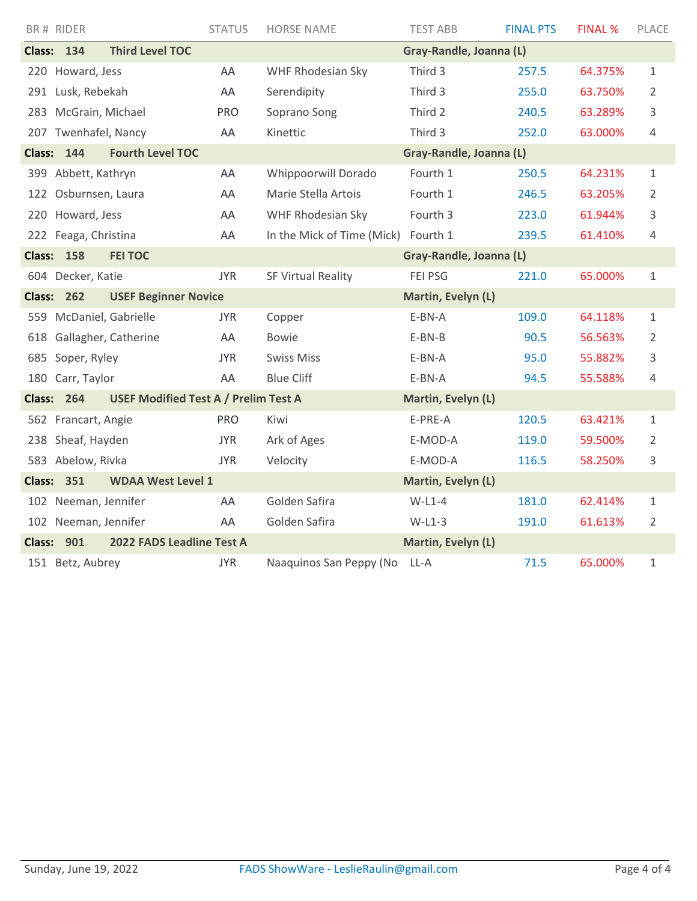| BR # | RIDER | STATUS | HORSE NAME | TEST ABB | FINAL PTS | FINAL % | PLACE |
|---|---|---|---|---|---|---|---|
| **Class: 134** | **Third Level TOC** | | | **Gray-Randle, Joanna (L)** | | | |
| 220 | Howard, Jess | AA | WHF Rhodesian Sky | Third 3 | 257.5 | 64.375% | 1 |
| 291 | Lusk, Rebekah | AA | Serendipity | Third 3 | 255.0 | 63.750% | 2 |
| 283 | McGrain, Michael | PRO | Soprano Song | Third 2 | 240.5 | 63.289% | 3 |
| 207 | Twenhafel, Nancy | AA | Kinettic | Third 3 | 252.0 | 63.000% | 4 |
| **Class: 144** | **Fourth Level TOC** | | | **Gray-Randle, Joanna (L)** | | | |
| 399 | Abbett, Kathryn | AA | Whippoorwill Dorado | Fourth 1 | 250.5 | 64.231% | 1 |
| 122 | Osburnsen, Laura | AA | Marie Stella Artois | Fourth 1 | 246.5 | 63.205% | 2 |
| 220 | Howard, Jess | AA | WHF Rhodesian Sky | Fourth 3 | 223.0 | 61.944% | 3 |
| 222 | Feaga, Christina | AA | In the Mick of Time (Mick) | Fourth 1 | 239.5 | 61.410% | 4 |
| **Class: 158** | **FEI TOC** | | | **Gray-Randle, Joanna (L)** | | | |
| 604 | Decker, Katie | JYR | SF Virtual Reality | FEI PSG | 221.0 | 65.000% | 1 |
| **Class: 262** | **USEF Beginner Novice** | | | **Martin, Evelyn (L)** | | | |
| 559 | McDaniel, Gabrielle | JYR | Copper | E-BN-A | 109.0 | 64.118% | 1 |
| 618 | Gallagher, Catherine | AA | Bowie | E-BN-B | 90.5 | 56.563% | 2 |
| 685 | Soper, Ryley | JYR | Swiss Miss | E-BN-A | 95.0 | 55.882% | 3 |
| 180 | Carr, Taylor | AA | Blue Cliff | E-BN-A | 94.5 | 55.588% | 4 |
| **Class: 264** | **USEF Modified Test A / Prelim Test A** | | | **Martin, Evelyn (L)** | | | |
| 562 | Francart, Angie | PRO | Kiwi | E-PRE-A | 120.5 | 63.421% | 1 |
| 238 | Sheaf, Hayden | JYR | Ark of Ages | E-MOD-A | 119.0 | 59.500% | 2 |
| 583 | Abelow, Rivka | JYR | Velocity | E-MOD-A | 116.5 | 58.250% | 3 |
| **Class: 351** | **WDAA West Level 1** | | | **Martin, Evelyn (L)** | | | |
| 102 | Neeman, Jennifer | AA | Golden Safira | W-L1-4 | 181.0 | 62.414% | 1 |
| 102 | Neeman, Jennifer | AA | Golden Safira | W-L1-3 | 191.0 | 61.613% | 2 |
| **Class: 901** | **2022 FADS Leadline Test A** | | | **Martin, Evelyn (L)** | | | |
| 151 | Betz, Aubrey | JYR | Naaquinos San Peppy (No | LL-A | 71.5 | 65.000% | 1 |

Sunday, June 19, 2022 — FADS ShowWare - LeslieRaulin@gmail.com